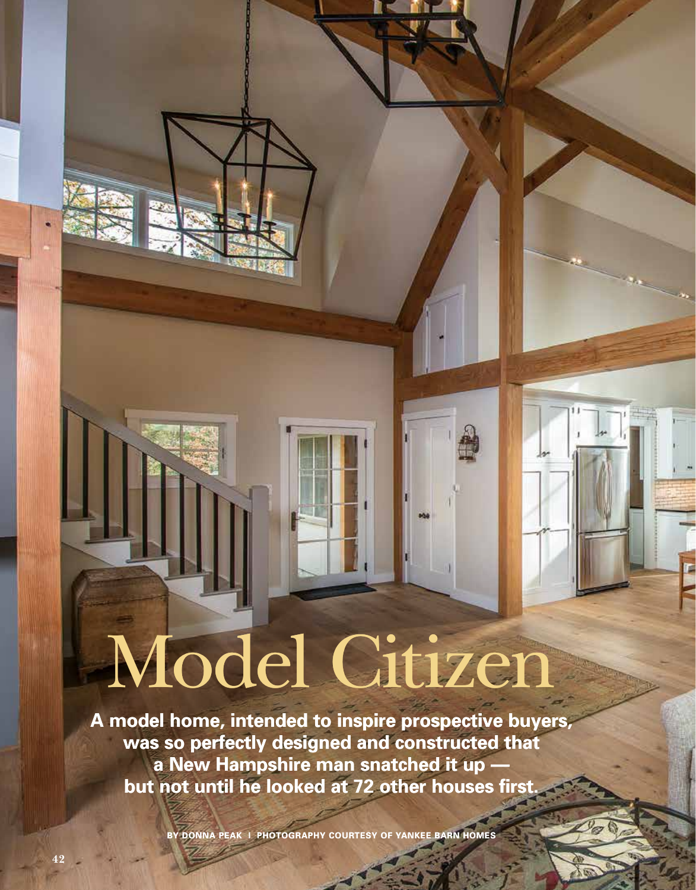# Model Citizen

**A model home, intended to inspire prospective buyers, was so perfectly designed and constructed that a New Hampshire man snatched it up — but not until he looked at 72 other houses first.**

BY DONNA PEAK | PHOTOGRAPHY COURTESY OF YANKEE BARN HOMES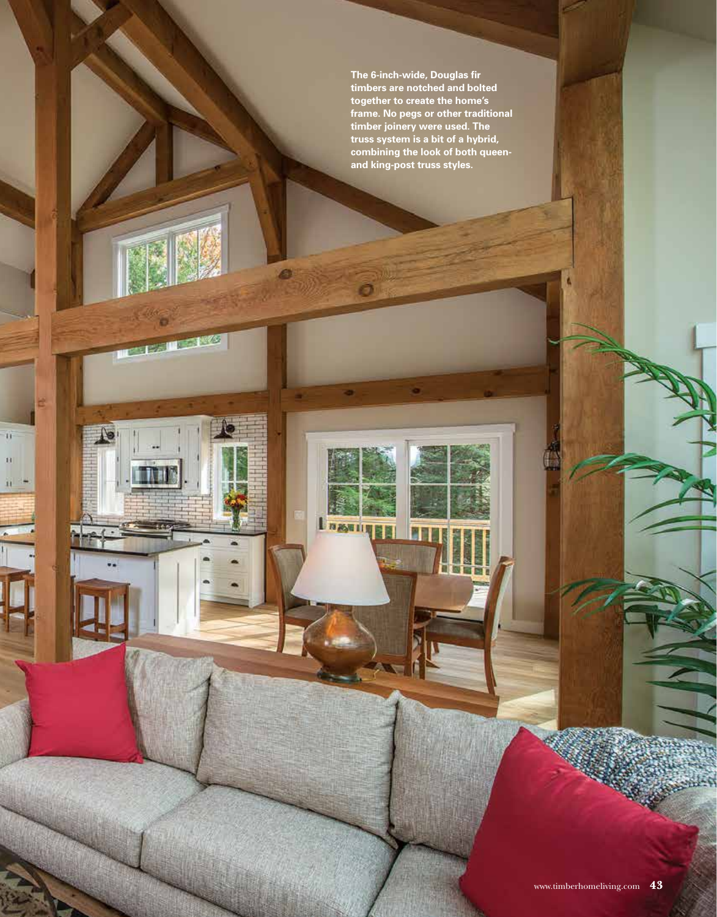The 6-inch-wide, Douglas fir timbers are notched and bolted together to create the home's frame. No pegs or other traditional timber joinery were used. The truss system is a bit of a hybrid, combining the look of both queen- and king-post truss styles.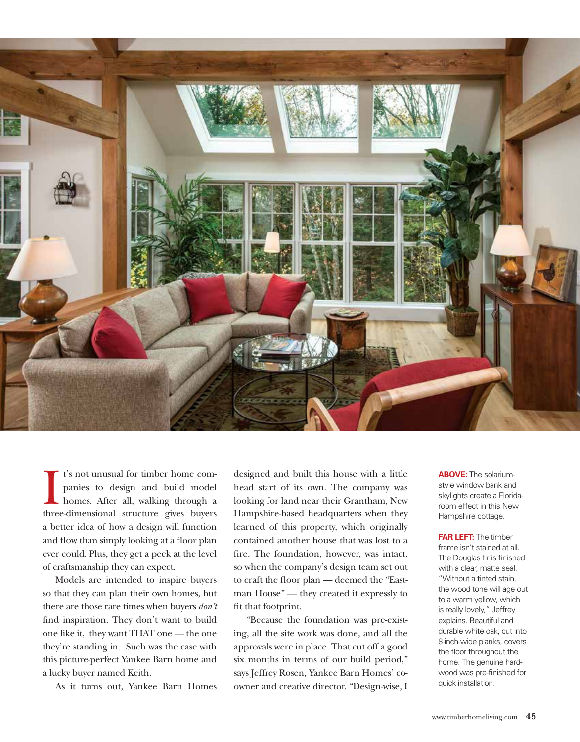It's not unusual for timber home companies to design and build model homes. After all, walking through a three-dimensional structure gives buyers a better idea of how a design will function and flow than simply looking at a floor plan ever could. Plus, they get a peek at the level of craftsmanship they can expect.

Models are intended to inspire buyers so that they can plan their own homes, but there are those rare times when buyers *don't* find inspiration. They don't want to build one like it, they want THAT one — the one they're standing in. Such was the case with this picture-perfect Yankee Barn home and a lucky buyer named Keith.

As it turns out, Yankee Barn Homes designed and built this house with a little head start of its own. The company was looking for land near their Grantham, New Hampshire-based headquarters when they learned of this property, which originally contained another house that was lost to a fire. The foundation, however, was intact, so when the company's design team set out to craft the floor plan — deemed the "Eastman House" — they created it expressly to fit that footprint.

"Because the foundation was pre-existing, all the site work was done, and all the approvals were in place. That cut off a good six months in terms of our build period," says Jeffrey Rosen, Yankee Barn Homes' co-owner and creative director. "Design-wise, I

**ABOVE:** The solarium-style window bank and skylights create a Florida-room effect in this New Hampshire cottage.

**FAR LEFT:** The timber frame isn't stained at all. The Douglas fir is finished with a clear, matte seal. "Without a tinted stain, the wood tone will age out to a warm yellow, which is really lovely," Jeffrey explains. Beautiful and durable white oak, cut into 8-inch-wide planks, covers the floor throughout the home. The genuine hardwood was pre-finished for quick installation.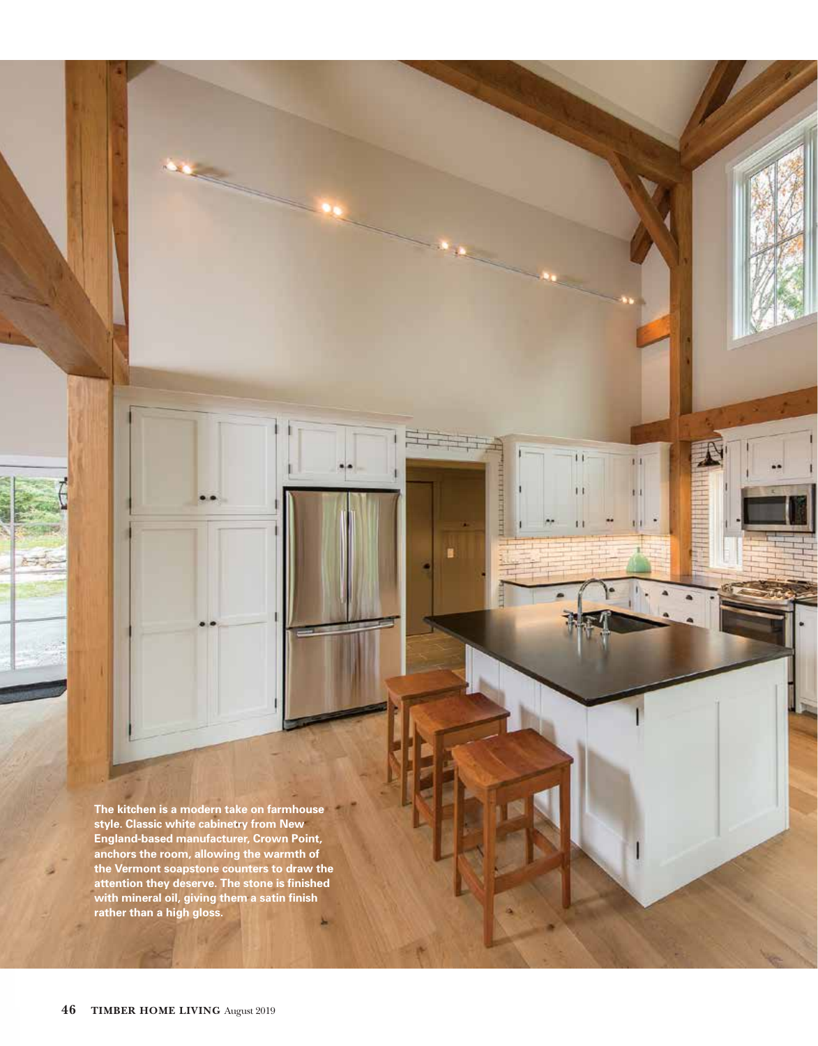The kitchen is a modern take on farmhouse style. Classic white cabinetry from New England-based manufacturer, Crown Point, anchors the room, allowing the warmth of the Vermont soapstone counters to draw the attention they deserve. The stone is finished with mineral oil, giving them a satin finish rather than a high gloss.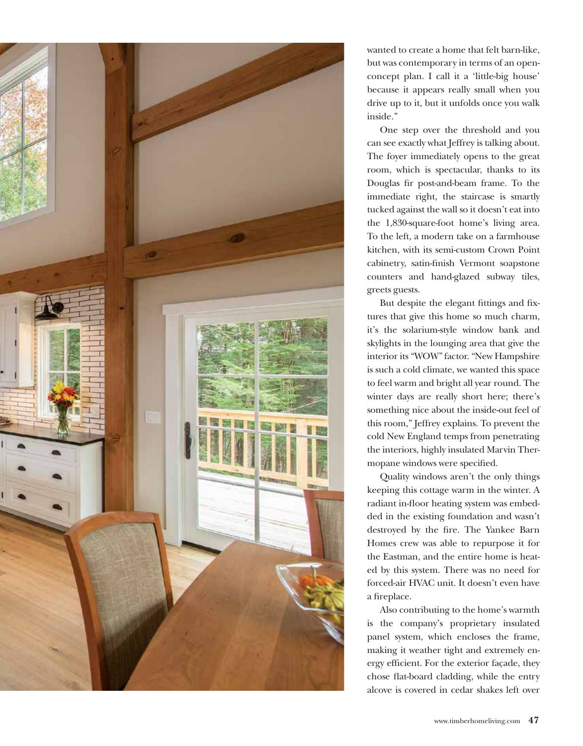wanted to create a home that felt barn-like, but was contemporary in terms of an open-concept plan. I call it a 'little-big house' because it appears really small when you drive up to it, but it unfolds once you walk inside."

One step over the threshold and you can see exactly what Jeffrey is talking about. The foyer immediately opens to the great room, which is spectacular, thanks to its Douglas fir post-and-beam frame. To the immediate right, the staircase is smartly tucked against the wall so it doesn't eat into the 1,830-square-foot home's living area. To the left, a modern take on a farmhouse kitchen, with its semi-custom Crown Point cabinetry, satin-finish Vermont soapstone counters and hand-glazed subway tiles, greets guests.

But despite the elegant fittings and fixtures that give this home so much charm, it's the solarium-style window bank and skylights in the lounging area that give the interior its "WOW" factor. "New Hampshire is such a cold climate, we wanted this space to feel warm and bright all year round. The winter days are really short here; there's something nice about the inside-out feel of this room," Jeffrey explains. To prevent the cold New England temps from penetrating the interiors, highly insulated Marvin Thermopane windows were specified.

Quality windows aren't the only things keeping this cottage warm in the winter. A radiant in-floor heating system was embedded in the existing foundation and wasn't destroyed by the fire. The Yankee Barn Homes crew was able to repurpose it for the Eastman, and the entire home is heated by this system. There was no need for forced-air HVAC unit. It doesn't even have a fireplace.

Also contributing to the home's warmth is the company's proprietary insulated panel system, which encloses the frame, making it weather tight and extremely energy efficient. For the exterior façade, they chose flat-board cladding, while the entry alcove is covered in cedar shakes left over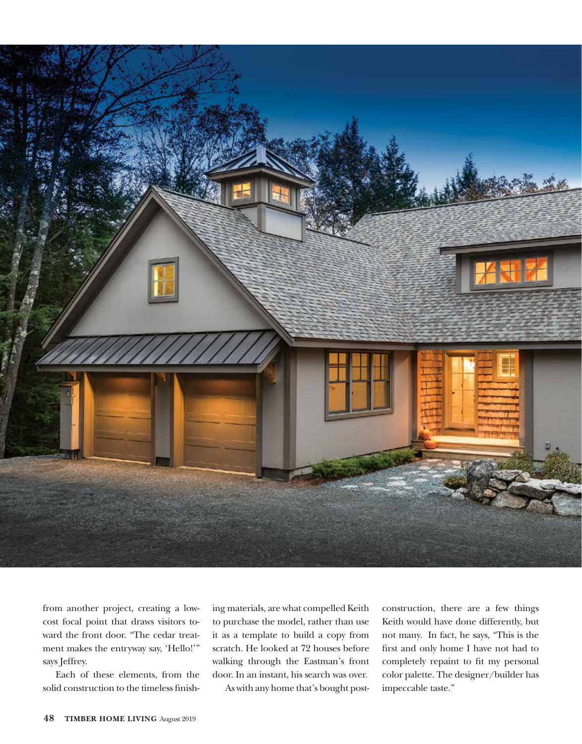from another project, creating a low-cost focal point that draws visitors toward the front door. "The cedar treatment makes the entryway say, 'Hello!'" says Jeffrey.

Each of these elements, from the solid construction to the timeless finishing materials, are what compelled Keith to purchase the model, rather than use it as a template to build a copy from scratch. He looked at 72 houses before walking through the Eastman's front door. In an instant, his search was over.

As with any home that's bought post-construction, there are a few things Keith would have done differently, but not many. In fact, he says, "This is the first and only home I have not had to completely repaint to fit my personal color palette. The designer/builder has impeccable taste."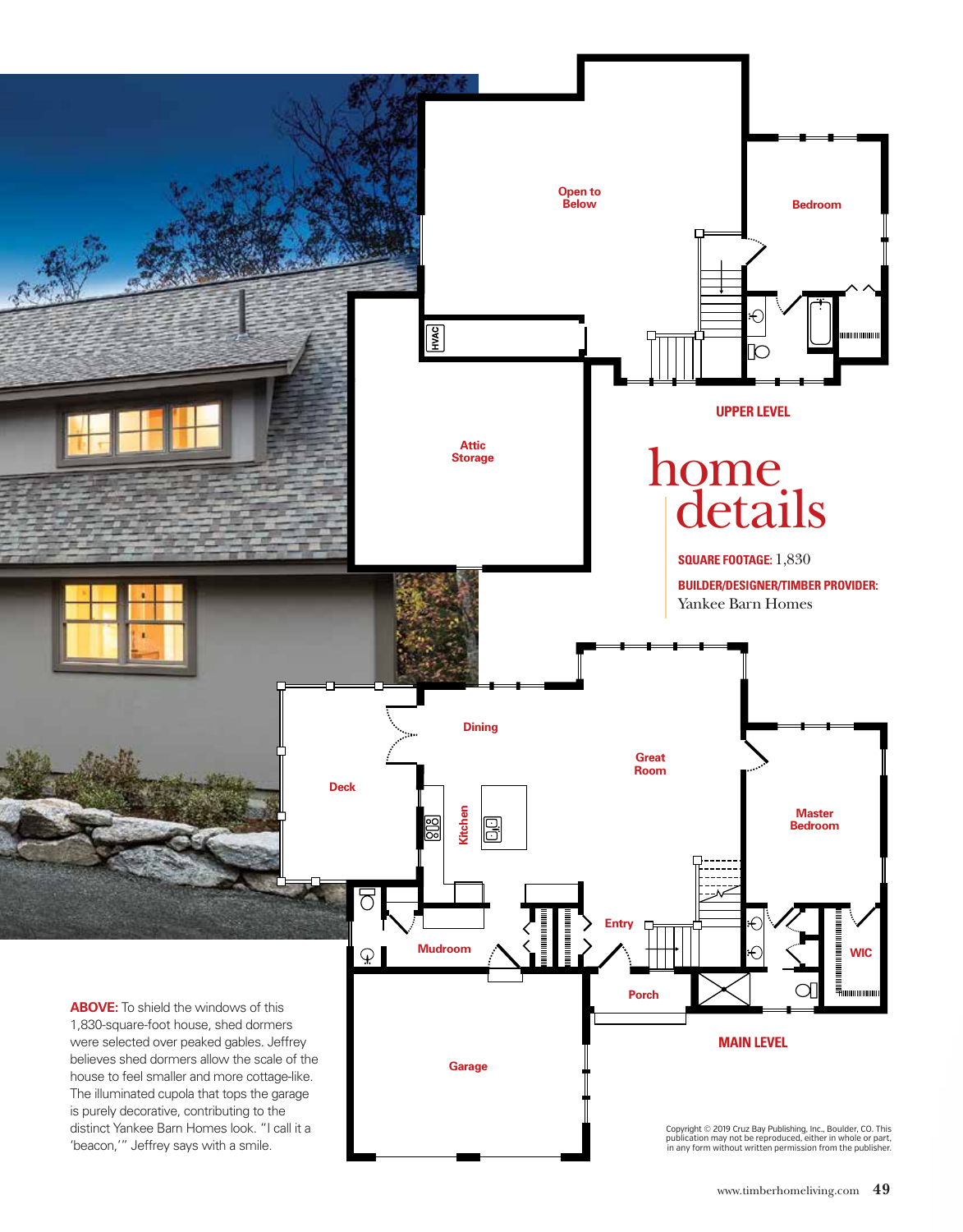UPPER LEVEL

Open to Below

Bedroom

HVAC

Attic Storage

# home details

**SQUARE FOOTAGE:** 1,830

**BUILDER/DESIGNER/TIMBER PROVIDER:** Yankee Barn Homes

Dining

Great Room

Deck

Kitchen

Master Bedroom

Entry

Mudroom

WIC

Porch

Garage

MAIN LEVEL

**ABOVE:** To shield the windows of this 1,830-square-foot house, shed dormers were selected over peaked gables. Jeffrey believes shed dormers allow the scale of the house to feel smaller and more cottage-like. The illuminated cupola that tops the garage is purely decorative, contributing to the distinct Yankee Barn Homes look. "I call it a 'beacon,'" Jeffrey says with a smile.

Copyright © 2019 Cruz Bay Publishing, Inc., Boulder, CO. This publication may not be reproduced, either in whole or part, in any form without written permission from the publisher.